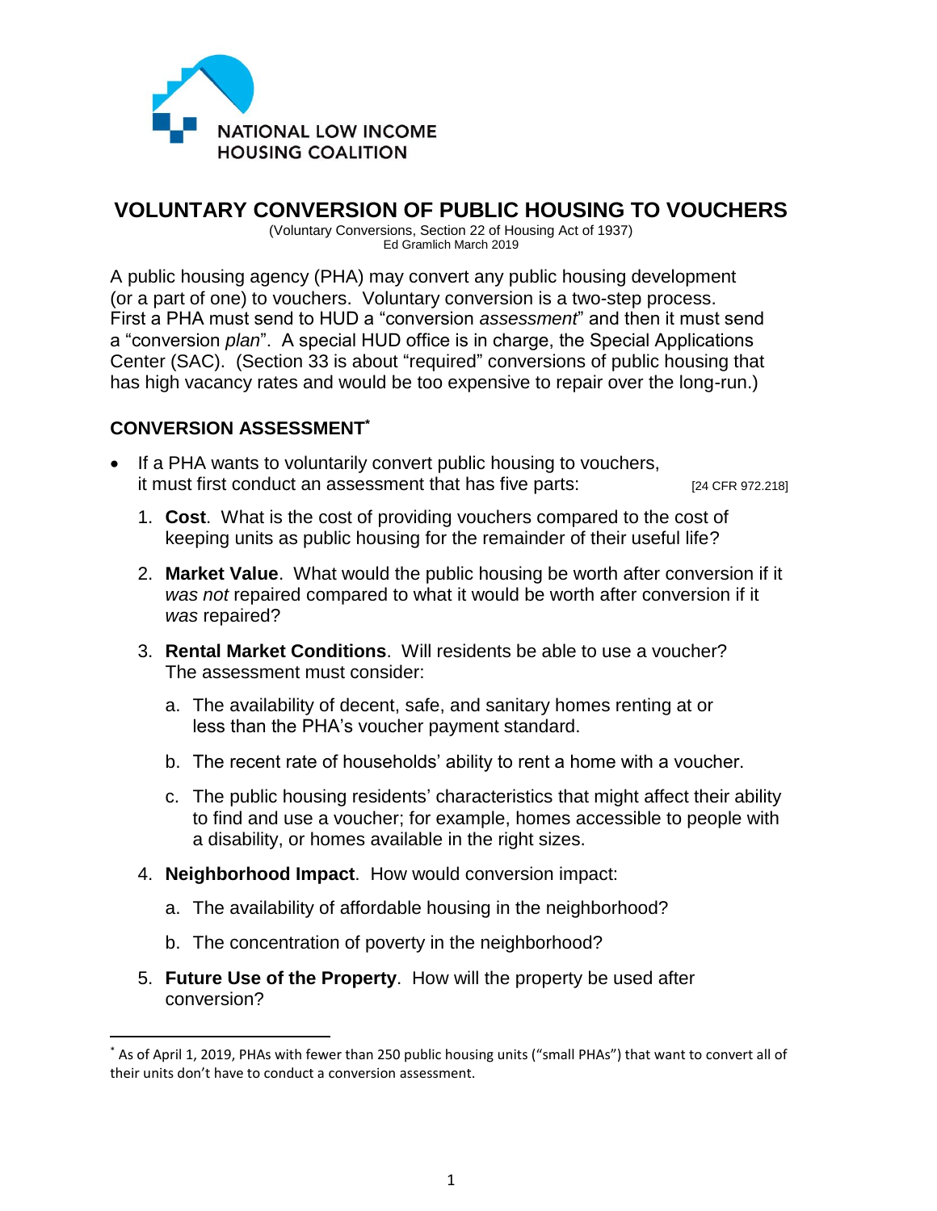NATIONAL LOW INCOME HOUSING COALITION

# VOLUNTARY CONVERSION OF PUBLIC HOUSING TO VOUCHERS

(Voluntary Conversions, Section 22 of Housing Act of 1937)
Ed Gramlich March 2019

A public housing agency (PHA) may convert any public housing development (or a part of one) to vouchers. Voluntary conversion is a two-step process. First a PHA must send to HUD a "conversion *assessment*" and then it must send a "conversion *plan*". A special HUD office is in charge, the Special Applications Center (SAC). (Section 33 is about "required" conversions of public housing that has high vacancy rates and would be too expensive to repair over the long-run.)

## CONVERSION ASSESSMENT*

- If a PHA wants to voluntarily convert public housing to vouchers, it must first conduct an assessment that has five parts: [24 CFR 972.218]

  1. **Cost**. What is the cost of providing vouchers compared to the cost of keeping units as public housing for the remainder of their useful life?

  2. **Market Value**. What would the public housing be worth after conversion if it *was not* repaired compared to what it would be worth after conversion if it *was* repaired?

  3. **Rental Market Conditions**. Will residents be able to use a voucher? The assessment must consider:

     a. The availability of decent, safe, and sanitary homes renting at or less than the PHA's voucher payment standard.

     b. The recent rate of households' ability to rent a home with a voucher.

     c. The public housing residents' characteristics that might affect their ability to find and use a voucher; for example, homes accessible to people with a disability, or homes available in the right sizes.

  4. **Neighborhood Impact**. How would conversion impact:

     a. The availability of affordable housing in the neighborhood?

     b. The concentration of poverty in the neighborhood?

  5. **Future Use of the Property**. How will the property be used after conversion?

* As of April 1, 2019, PHAs with fewer than 250 public housing units ("small PHAs") that want to convert all of their units don't have to conduct a conversion assessment.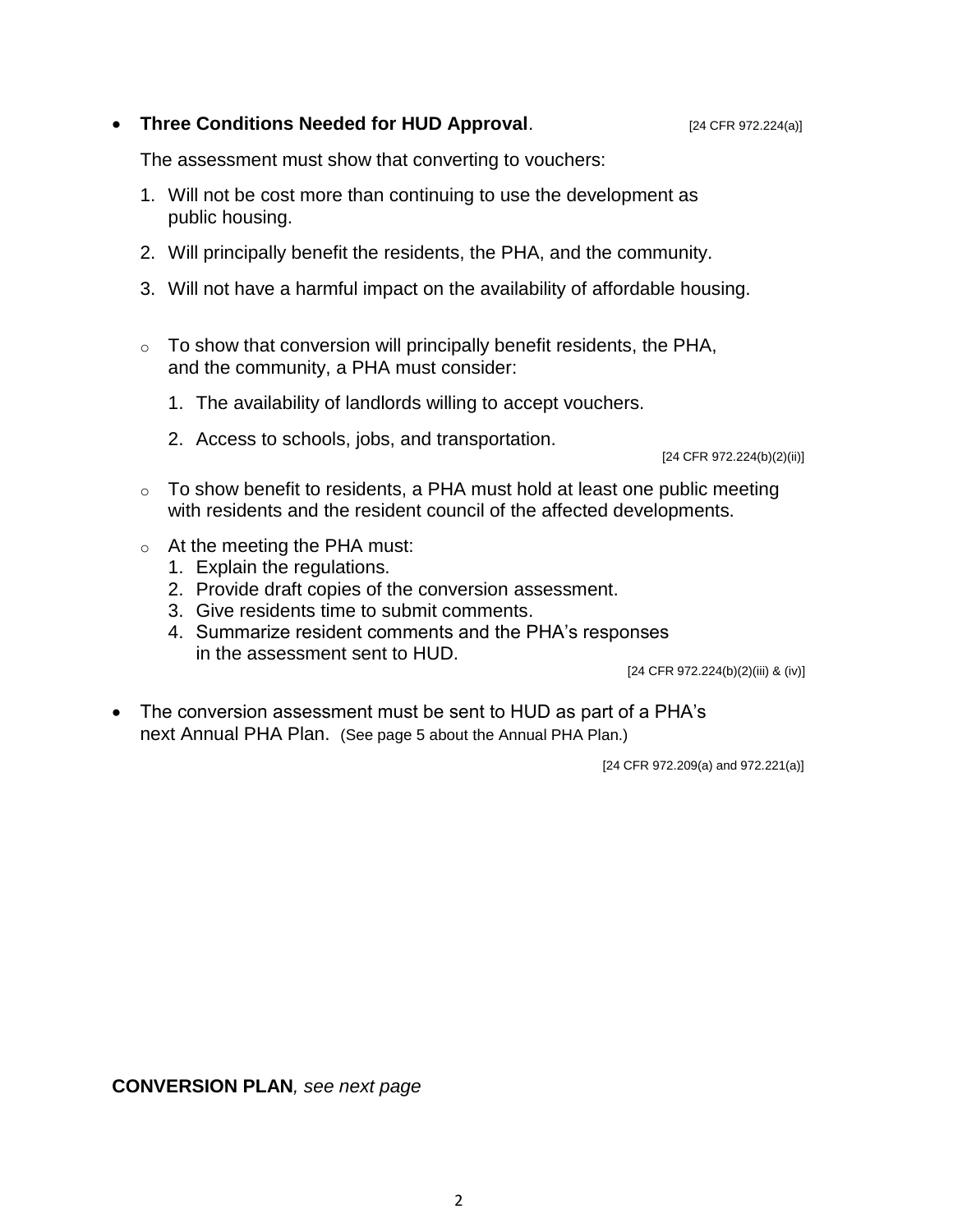- **Three Conditions Needed for HUD Approval**. [24 CFR 972.224(a)]

  The assessment must show that converting to vouchers:

  1. Will not be cost more than continuing to use the development as public housing.
  2. Will principally benefit the residents, the PHA, and the community.
  3. Will not have a harmful impact on the availability of affordable housing.

  - To show that conversion will principally benefit residents, the PHA, and the community, a PHA must consider:
    1. The availability of landlords willing to accept vouchers.
    2. Access to schools, jobs, and transportation.

    [24 CFR 972.224(b)(2)(ii)]

  - To show benefit to residents, a PHA must hold at least one public meeting with residents and the resident council of the affected developments.
  - At the meeting the PHA must:
    1. Explain the regulations.
    2. Provide draft copies of the conversion assessment.
    3. Give residents time to submit comments.
    4. Summarize resident comments and the PHA's responses in the assessment sent to HUD.

    [24 CFR 972.224(b)(2)(iii) & (iv)]

- The conversion assessment must be sent to HUD as part of a PHA's next Annual PHA Plan. (See page 5 about the Annual PHA Plan.)

  [24 CFR 972.209(a) and 972.221(a)]

**CONVERSION PLAN***, see next page*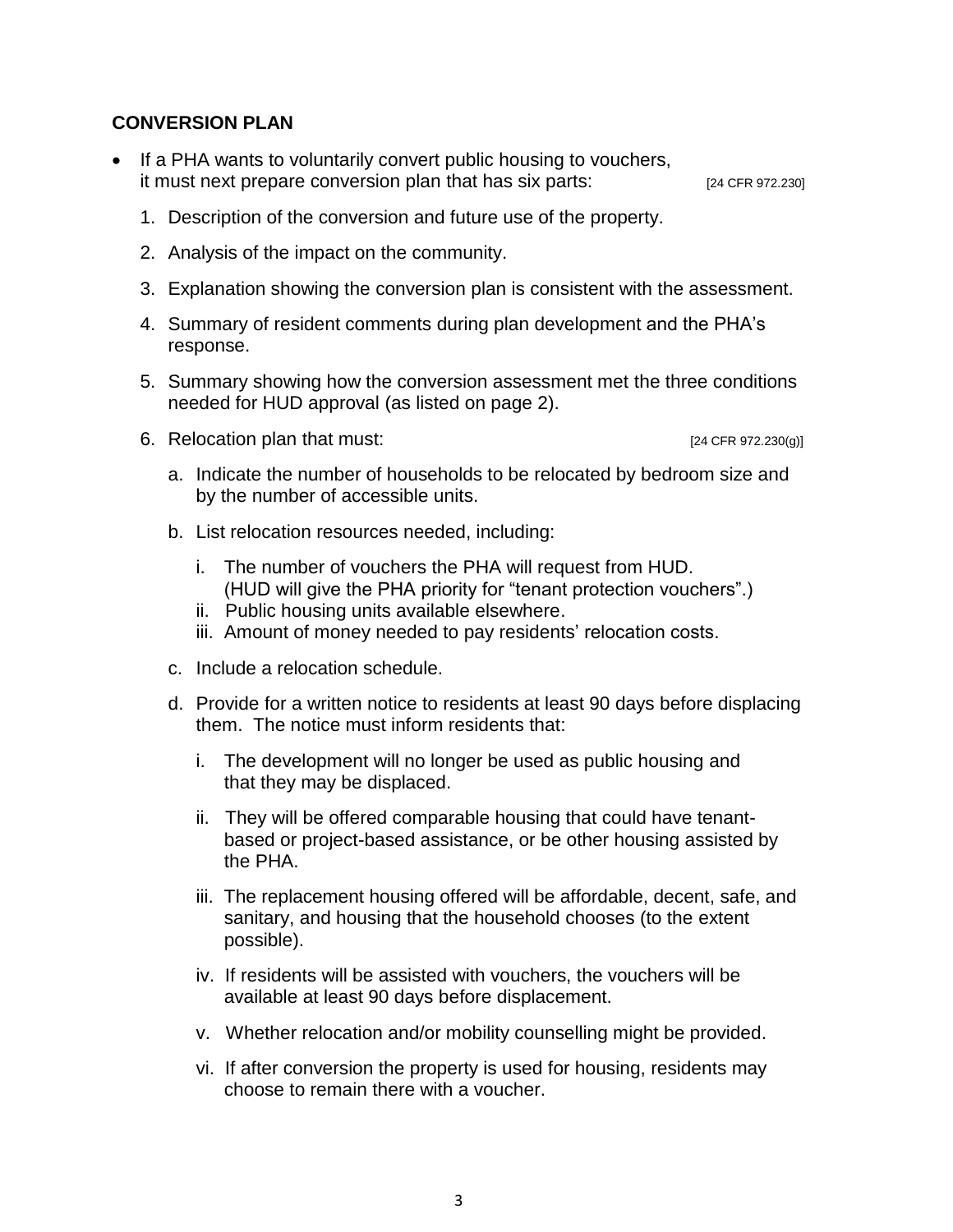## CONVERSION PLAN

- If a PHA wants to voluntarily convert public housing to vouchers, it must next prepare conversion plan that has six parts: [24 CFR 972.230]

  1. Description of the conversion and future use of the property.
  2. Analysis of the impact on the community.
  3. Explanation showing the conversion plan is consistent with the assessment.
  4. Summary of resident comments during plan development and the PHA's response.
  5. Summary showing how the conversion assessment met the three conditions needed for HUD approval (as listed on page 2).
  6. Relocation plan that must: [24 CFR 972.230(g)]

     a. Indicate the number of households to be relocated by bedroom size and by the number of accessible units.

     b. List relocation resources needed, including:

        i. The number of vouchers the PHA will request from HUD. (HUD will give the PHA priority for "tenant protection vouchers".)
        ii. Public housing units available elsewhere.
        iii. Amount of money needed to pay residents' relocation costs.

     c. Include a relocation schedule.

     d. Provide for a written notice to residents at least 90 days before displacing them. The notice must inform residents that:

        i. The development will no longer be used as public housing and that they may be displaced.

        ii. They will be offered comparable housing that could have tenant-based or project-based assistance, or be other housing assisted by the PHA.

        iii. The replacement housing offered will be affordable, decent, safe, and sanitary, and housing that the household chooses (to the extent possible).

        iv. If residents will be assisted with vouchers, the vouchers will be available at least 90 days before displacement.

        v. Whether relocation and/or mobility counselling might be provided.

        vi. If after conversion the property is used for housing, residents may choose to remain there with a voucher.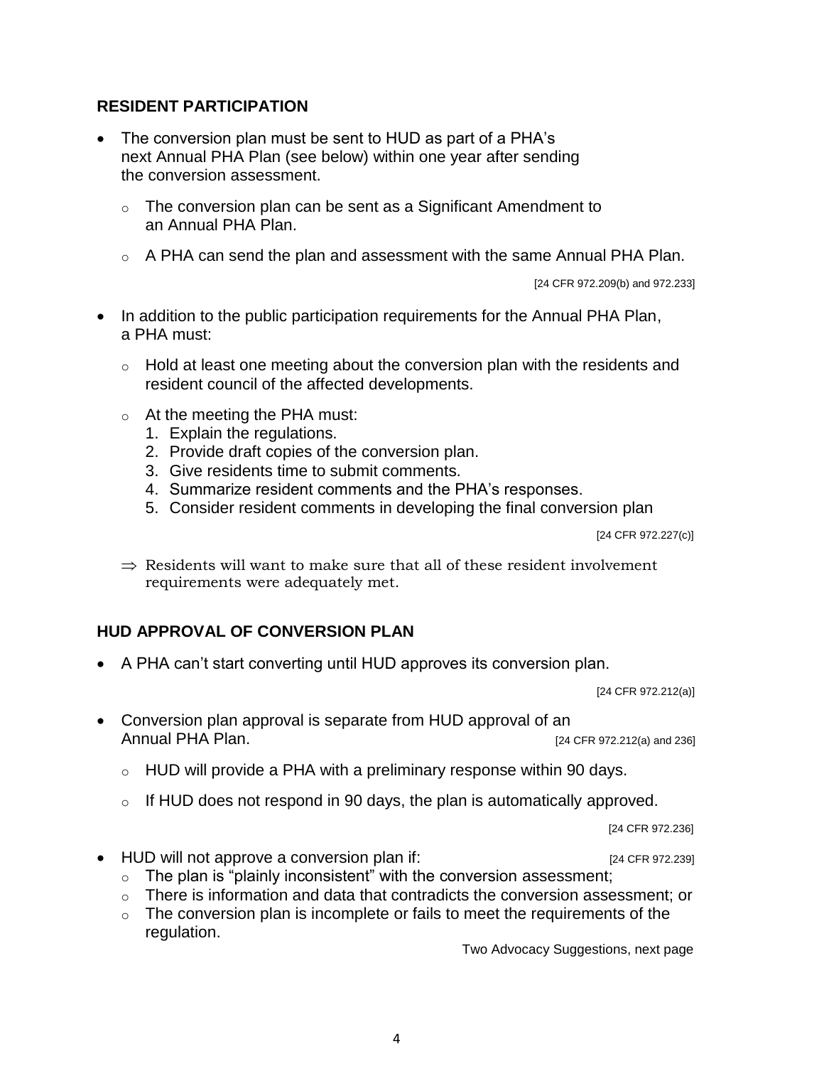## RESIDENT PARTICIPATION

- The conversion plan must be sent to HUD as part of a PHA's next Annual PHA Plan (see below) within one year after sending the conversion assessment.
  - The conversion plan can be sent as a Significant Amendment to an Annual PHA Plan.
  - A PHA can send the plan and assessment with the same Annual PHA Plan.

[24 CFR 972.209(b) and 972.233]

- In addition to the public participation requirements for the Annual PHA Plan, a PHA must:
  - Hold at least one meeting about the conversion plan with the residents and resident council of the affected developments.
  - At the meeting the PHA must:
    1. Explain the regulations.
    2. Provide draft copies of the conversion plan.
    3. Give residents time to submit comments.
    4. Summarize resident comments and the PHA's responses.
    5. Consider resident comments in developing the final conversion plan

[24 CFR 972.227(c)]

⇒ Residents will want to make sure that all of these resident involvement requirements were adequately met.

## HUD APPROVAL OF CONVERSION PLAN

- A PHA can't start converting until HUD approves its conversion plan.

[24 CFR 972.212(a)]

- Conversion plan approval is separate from HUD approval of an Annual PHA Plan. [24 CFR 972.212(a) and 236]
  - HUD will provide a PHA with a preliminary response within 90 days.
  - If HUD does not respond in 90 days, the plan is automatically approved.

[24 CFR 972.236]

- HUD will not approve a conversion plan if: [24 CFR 972.239]
  - The plan is "plainly inconsistent" with the conversion assessment;
  - There is information and data that contradicts the conversion assessment; or
  - The conversion plan is incomplete or fails to meet the requirements of the regulation.

Two Advocacy Suggestions, next page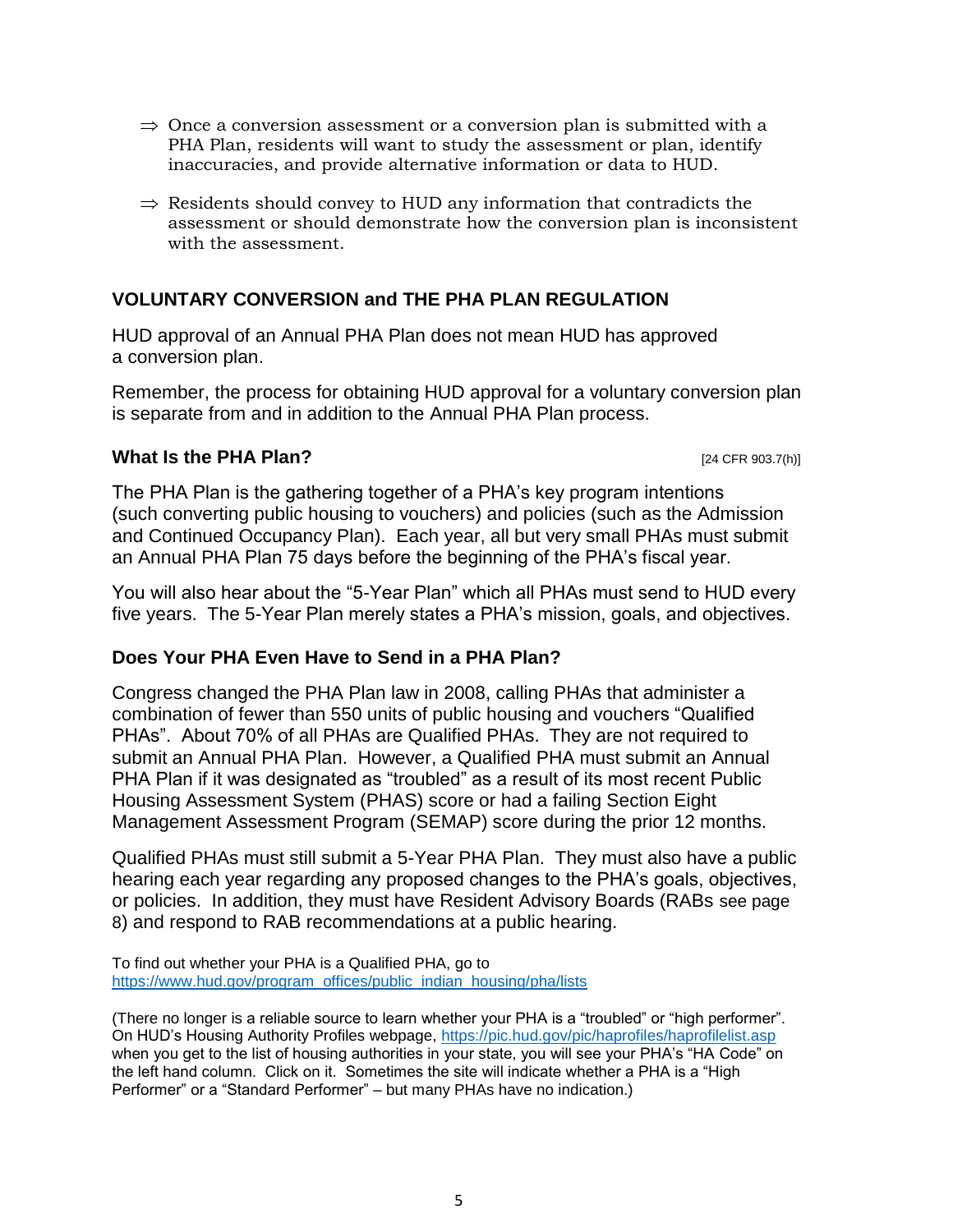- ⇒ Once a conversion assessment or a conversion plan is submitted with a PHA Plan, residents will want to study the assessment or plan, identify inaccuracies, and provide alternative information or data to HUD.

- ⇒ Residents should convey to HUD any information that contradicts the assessment or should demonstrate how the conversion plan is inconsistent with the assessment.

## VOLUNTARY CONVERSION and THE PHA PLAN REGULATION

HUD approval of an Annual PHA Plan does not mean HUD has approved a conversion plan.

Remember, the process for obtaining HUD approval for a voluntary conversion plan is separate from and in addition to the Annual PHA Plan process.

### What Is the PHA Plan? [24 CFR 903.7(h)]

The PHA Plan is the gathering together of a PHA's key program intentions (such converting public housing to vouchers) and policies (such as the Admission and Continued Occupancy Plan). Each year, all but very small PHAs must submit an Annual PHA Plan 75 days before the beginning of the PHA's fiscal year.

You will also hear about the "5-Year Plan" which all PHAs must send to HUD every five years. The 5-Year Plan merely states a PHA's mission, goals, and objectives.

### Does Your PHA Even Have to Send in a PHA Plan?

Congress changed the PHA Plan law in 2008, calling PHAs that administer a combination of fewer than 550 units of public housing and vouchers "Qualified PHAs". About 70% of all PHAs are Qualified PHAs. They are not required to submit an Annual PHA Plan. However, a Qualified PHA must submit an Annual PHA Plan if it was designated as "troubled" as a result of its most recent Public Housing Assessment System (PHAS) score or had a failing Section Eight Management Assessment Program (SEMAP) score during the prior 12 months.

Qualified PHAs must still submit a 5-Year PHA Plan. They must also have a public hearing each year regarding any proposed changes to the PHA's goals, objectives, or policies. In addition, they must have Resident Advisory Boards (RABs see page 8) and respond to RAB recommendations at a public hearing.

To find out whether your PHA is a Qualified PHA, go to https://www.hud.gov/program_offices/public_indian_housing/pha/lists

(There no longer is a reliable source to learn whether your PHA is a "troubled" or "high performer". On HUD's Housing Authority Profiles webpage, https://pic.hud.gov/pic/haprofiles/haprofilelist.asp when you get to the list of housing authorities in your state, you will see your PHA's "HA Code" on the left hand column. Click on it. Sometimes the site will indicate whether a PHA is a "High Performer" or a "Standard Performer" – but many PHAs have no indication.)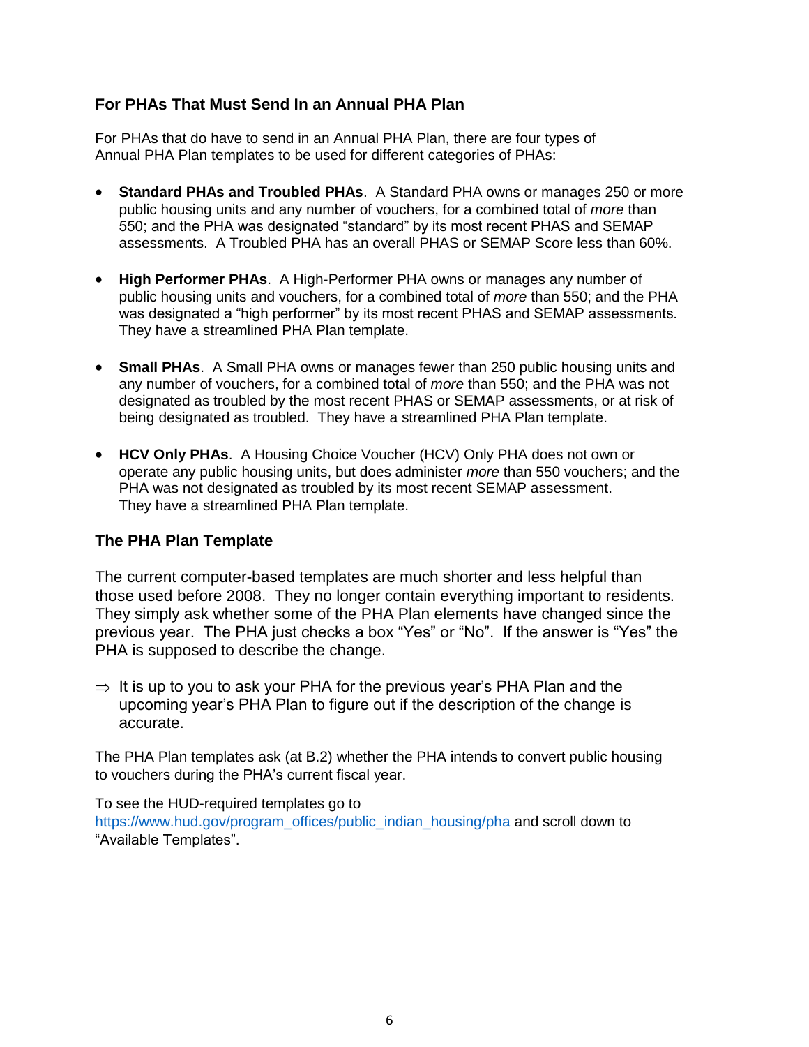## For PHAs That Must Send In an Annual PHA Plan

For PHAs that do have to send in an Annual PHA Plan, there are four types of Annual PHA Plan templates to be used for different categories of PHAs:

- **Standard PHAs and Troubled PHAs**. A Standard PHA owns or manages 250 or more public housing units and any number of vouchers, for a combined total of *more* than 550; and the PHA was designated "standard" by its most recent PHAS and SEMAP assessments. A Troubled PHA has an overall PHAS or SEMAP Score less than 60%.

- **High Performer PHAs**. A High-Performer PHA owns or manages any number of public housing units and vouchers, for a combined total of *more* than 550; and the PHA was designated a "high performer" by its most recent PHAS and SEMAP assessments. They have a streamlined PHA Plan template.

- **Small PHAs**. A Small PHA owns or manages fewer than 250 public housing units and any number of vouchers, for a combined total of *more* than 550; and the PHA was not designated as troubled by the most recent PHAS or SEMAP assessments, or at risk of being designated as troubled. They have a streamlined PHA Plan template.

- **HCV Only PHAs**. A Housing Choice Voucher (HCV) Only PHA does not own or operate any public housing units, but does administer *more* than 550 vouchers; and the PHA was not designated as troubled by its most recent SEMAP assessment. They have a streamlined PHA Plan template.

## The PHA Plan Template

The current computer-based templates are much shorter and less helpful than those used before 2008. They no longer contain everything important to residents. They simply ask whether some of the PHA Plan elements have changed since the previous year. The PHA just checks a box "Yes" or "No". If the answer is "Yes" the PHA is supposed to describe the change.

⇒ It is up to you to ask your PHA for the previous year's PHA Plan and the upcoming year's PHA Plan to figure out if the description of the change is accurate.

The PHA Plan templates ask (at B.2) whether the PHA intends to convert public housing to vouchers during the PHA's current fiscal year.

To see the HUD-required templates go to https://www.hud.gov/program_offices/public_indian_housing/pha and scroll down to "Available Templates".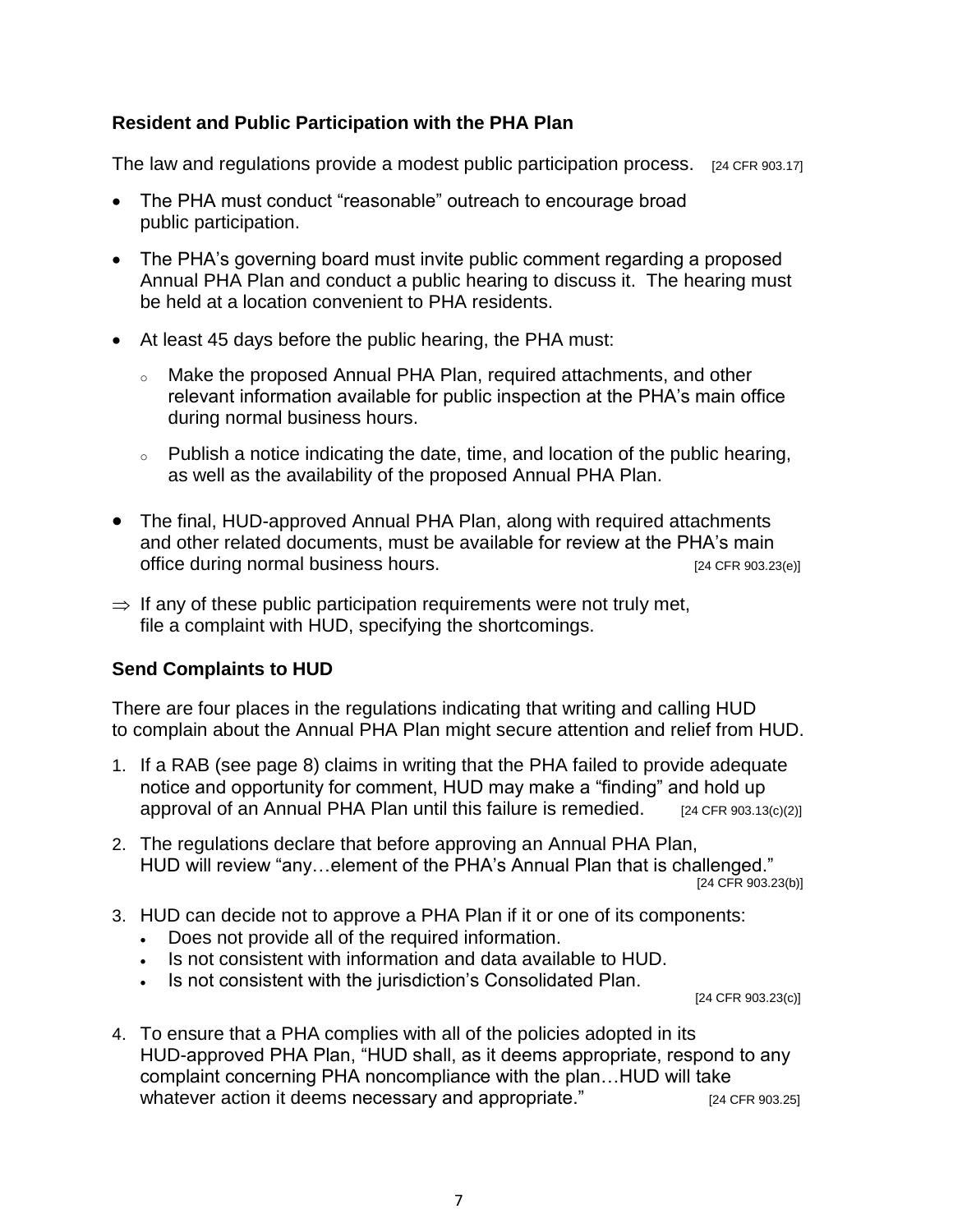### Resident and Public Participation with the PHA Plan

The law and regulations provide a modest public participation process. [24 CFR 903.17]

- The PHA must conduct "reasonable" outreach to encourage broad public participation.
- The PHA's governing board must invite public comment regarding a proposed Annual PHA Plan and conduct a public hearing to discuss it. The hearing must be held at a location convenient to PHA residents.
- At least 45 days before the public hearing, the PHA must:
  - Make the proposed Annual PHA Plan, required attachments, and other relevant information available for public inspection at the PHA's main office during normal business hours.
  - Publish a notice indicating the date, time, and location of the public hearing, as well as the availability of the proposed Annual PHA Plan.
- The final, HUD-approved Annual PHA Plan, along with required attachments and other related documents, must be available for review at the PHA's main office during normal business hours. [24 CFR 903.23(e)]

⇒ If any of these public participation requirements were not truly met, file a complaint with HUD, specifying the shortcomings.

### Send Complaints to HUD

There are four places in the regulations indicating that writing and calling HUD to complain about the Annual PHA Plan might secure attention and relief from HUD.

1. If a RAB (see page 8) claims in writing that the PHA failed to provide adequate notice and opportunity for comment, HUD may make a "finding" and hold up approval of an Annual PHA Plan until this failure is remedied. [24 CFR 903.13(c)(2)]
2. The regulations declare that before approving an Annual PHA Plan, HUD will review "any…element of the PHA's Annual Plan that is challenged." [24 CFR 903.23(b)]
3. HUD can decide not to approve a PHA Plan if it or one of its components:
   - Does not provide all of the required information.
   - Is not consistent with information and data available to HUD.
   - Is not consistent with the jurisdiction's Consolidated Plan.

   [24 CFR 903.23(c)]
4. To ensure that a PHA complies with all of the policies adopted in its HUD-approved PHA Plan, "HUD shall, as it deems appropriate, respond to any complaint concerning PHA noncompliance with the plan…HUD will take whatever action it deems necessary and appropriate." [24 CFR 903.25]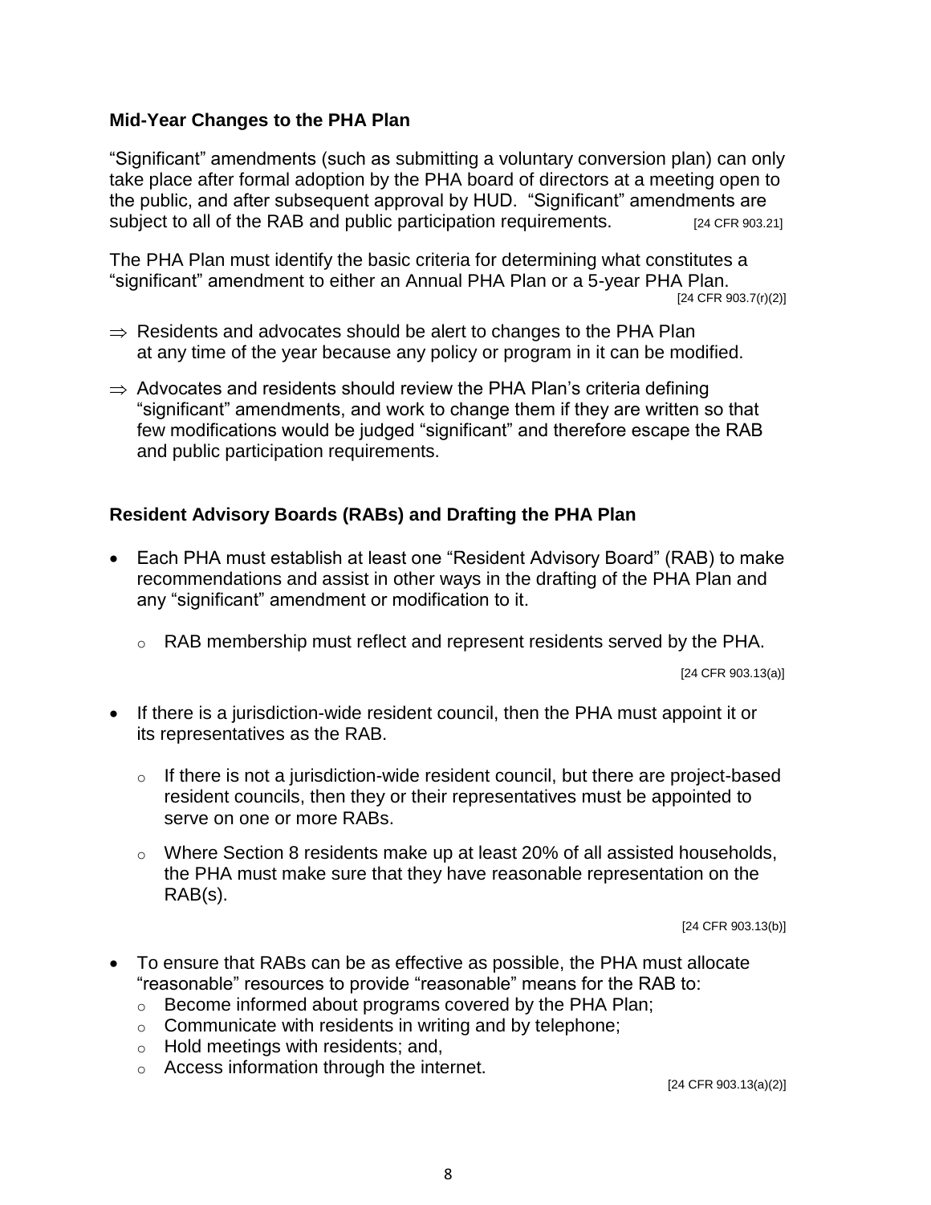### Mid-Year Changes to the PHA Plan

"Significant" amendments (such as submitting a voluntary conversion plan) can only take place after formal adoption by the PHA board of directors at a meeting open to the public, and after subsequent approval by HUD. "Significant" amendments are subject to all of the RAB and public participation requirements. [24 CFR 903.21]

The PHA Plan must identify the basic criteria for determining what constitutes a "significant" amendment to either an Annual PHA Plan or a 5-year PHA Plan. [24 CFR 903.7(r)(2)]

⇒ Residents and advocates should be alert to changes to the PHA Plan at any time of the year because any policy or program in it can be modified.

⇒ Advocates and residents should review the PHA Plan's criteria defining "significant" amendments, and work to change them if they are written so that few modifications would be judged "significant" and therefore escape the RAB and public participation requirements.

### Resident Advisory Boards (RABs) and Drafting the PHA Plan

- Each PHA must establish at least one "Resident Advisory Board" (RAB) to make recommendations and assist in other ways in the drafting of the PHA Plan and any "significant" amendment or modification to it.
  - RAB membership must reflect and represent residents served by the PHA.

[24 CFR 903.13(a)]

- If there is a jurisdiction-wide resident council, then the PHA must appoint it or its representatives as the RAB.
  - If there is not a jurisdiction-wide resident council, but there are project-based resident councils, then they or their representatives must be appointed to serve on one or more RABs.
  - Where Section 8 residents make up at least 20% of all assisted households, the PHA must make sure that they have reasonable representation on the RAB(s).

[24 CFR 903.13(b)]

- To ensure that RABs can be as effective as possible, the PHA must allocate "reasonable" resources to provide "reasonable" means for the RAB to:
  - Become informed about programs covered by the PHA Plan;
  - Communicate with residents in writing and by telephone;
  - Hold meetings with residents; and,
  - Access information through the internet.

[24 CFR 903.13(a)(2)]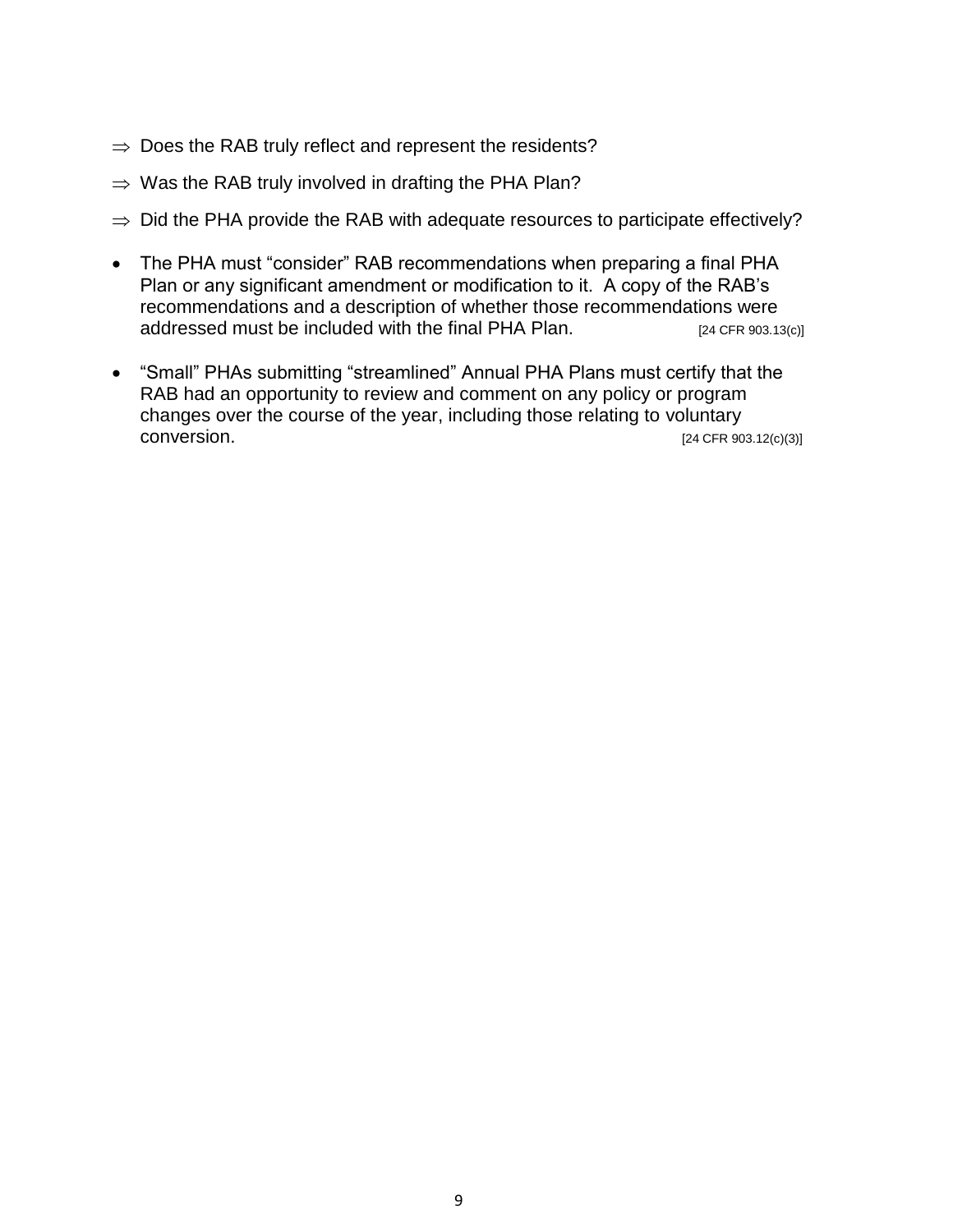- ⇒ Does the RAB truly reflect and represent the residents?
- ⇒ Was the RAB truly involved in drafting the PHA Plan?
- ⇒ Did the PHA provide the RAB with adequate resources to participate effectively?

- The PHA must "consider" RAB recommendations when preparing a final PHA Plan or any significant amendment or modification to it. A copy of the RAB's recommendations and a description of whether those recommendations were addressed must be included with the final PHA Plan. [24 CFR 903.13(c)]

- "Small" PHAs submitting "streamlined" Annual PHA Plans must certify that the RAB had an opportunity to review and comment on any policy or program changes over the course of the year, including those relating to voluntary conversion. [24 CFR 903.12(c)(3)]